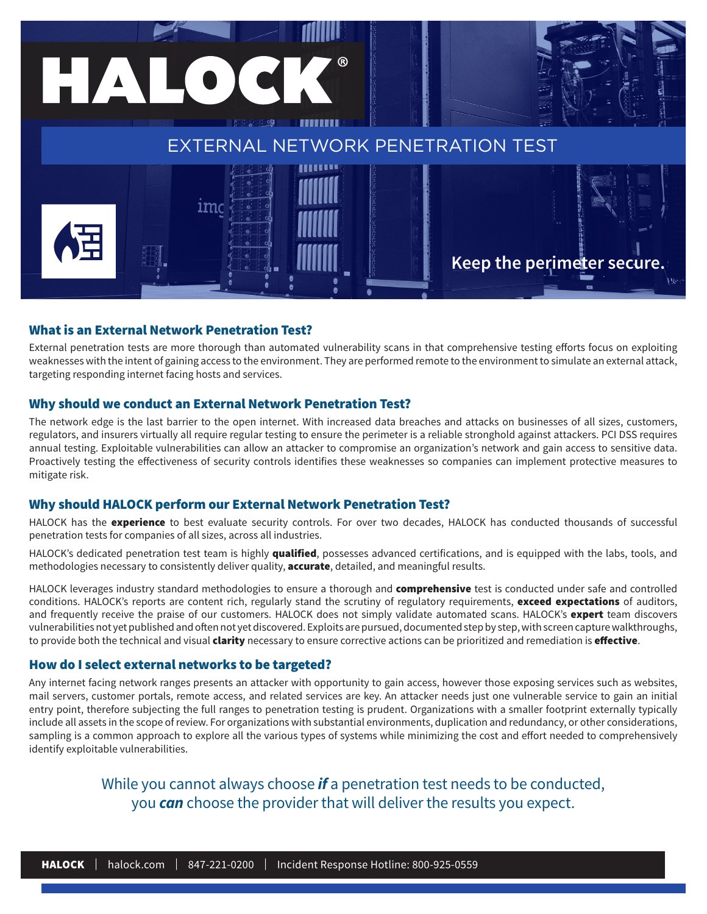HALOCK®

# EXTERNAL NETWORK PENETRATION TEST

**Keep the perimeter secure.**

## What is an External Network Penetration Test?

External penetration tests are more thorough than automated vulnerability scans in that comprehensive testing efforts focus on exploiting weaknesses with the intent of gaining access to the environment. They are performed remote to the environment to simulate an external attack, targeting responding internet facing hosts and services.

## Why should we conduct an External Network Penetration Test?

The network edge is the last barrier to the open internet. With increased data breaches and attacks on businesses of all sizes, customers, regulators, and insurers virtually all require regular testing to ensure the perimeter is a reliable stronghold against attackers. PCI DSS requires annual testing. Exploitable vulnerabilities can allow an attacker to compromise an organization's network and gain access to sensitive data. Proactively testing the effectiveness of security controls identifies these weaknesses so companies can implement protective measures to mitigate risk.

## Why should HALOCK perform our External Network Penetration Test?

HALOCK has the **experience** to best evaluate security controls. For over two decades, HALOCK has conducted thousands of successful penetration tests for companies of all sizes, across all industries.

HALOCK's dedicated penetration test team is highly **qualified**, possesses advanced certifications, and is equipped with the labs, tools, and methodologies necessary to consistently deliver quality, **accurate**, detailed, and meaningful results.

HALOCK leverages industry standard methodologies to ensure a thorough and **comprehensive** test is conducted under safe and controlled conditions. HALOCK's reports are content rich, regularly stand the scrutiny of regulatory requirements, **exceed expectations** of auditors, and frequently receive the praise of our customers. HALOCK does not simply validate automated scans. HALOCK's **expert** team discovers vulnerabilities not yet published and often not yet discovered. Exploits are pursued, documented step by step, with screen capture walkthroughs, to provide both the technical and visual **clarity** necessary to ensure corrective actions can be prioritized and remediation is **effective**.

## How do I select external networks to be targeted?

Any internet facing network ranges presents an attacker with opportunity to gain access, however those exposing services such as websites, mail servers, customer portals, remote access, and related services are key. An attacker needs just one vulnerable service to gain an initial entry point, therefore subjecting the full ranges to penetration testing is prudent. Organizations with a smaller footprint externally typically include all assets in the scope of review. For organizations with substantial environments, duplication and redundancy, or other considerations, sampling is a common approach to explore all the various types of systems while minimizing the cost and effort needed to comprehensively identify exploitable vulnerabilities.

While you cannot always choose ***if*** a penetration test needs to be conducted, you ***can*** choose the provider that will deliver the results you expect.

**HALOCK** | halock.com | 847-221-0200 | Incident Response Hotline: 800-925-0559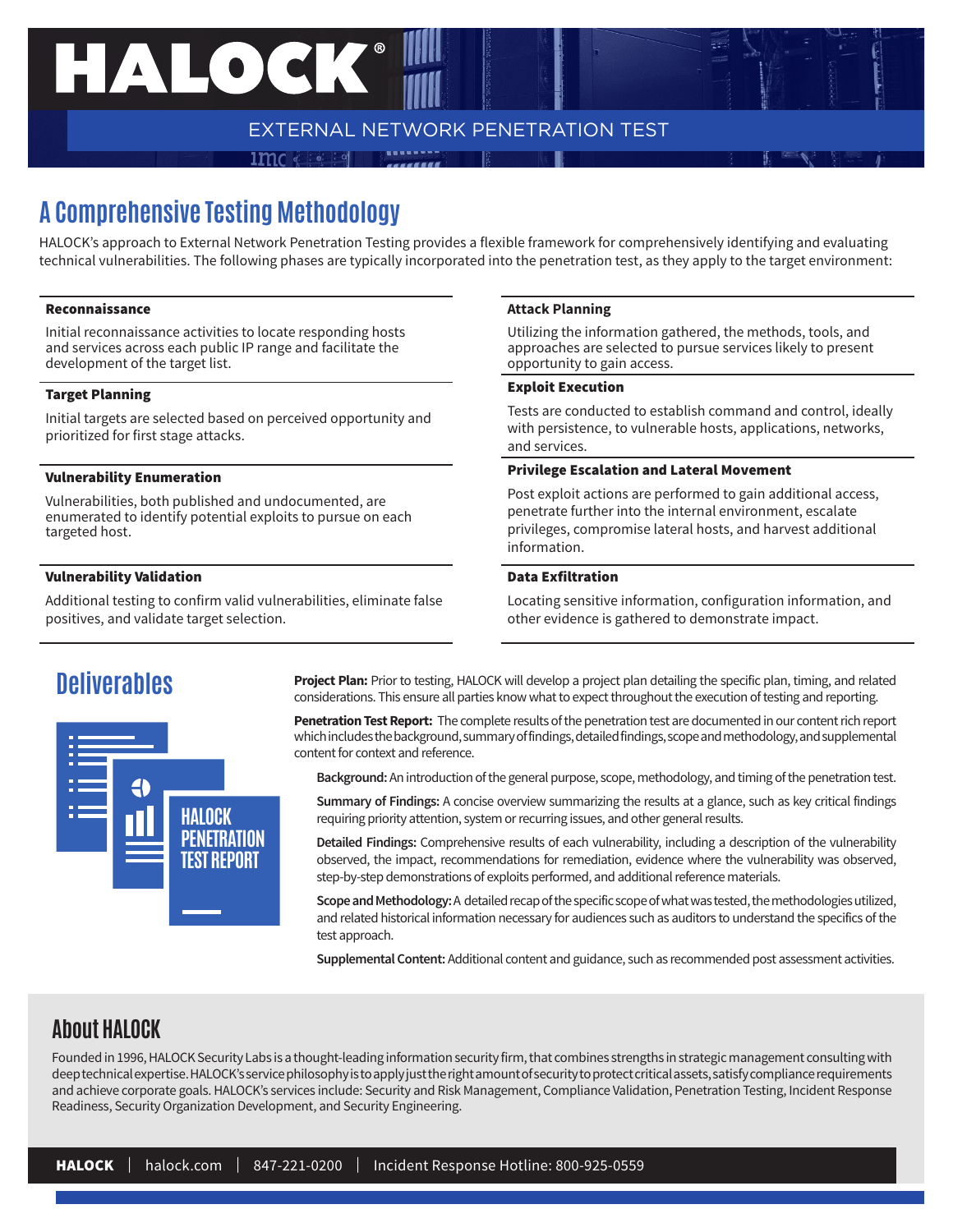HALOCK®

EXTERNAL NETWORK PENETRATION TEST

# A Comprehensive Testing Methodology

HALOCK's approach to External Network Penetration Testing provides a flexible framework for comprehensively identifying and evaluating technical vulnerabilities. The following phases are typically incorporated into the penetration test, as they apply to the target environment:

**Reconnaissance**

Initial reconnaissance activities to locate responding hosts and services across each public IP range and facilitate the development of the target list.

**Target Planning**

Initial targets are selected based on perceived opportunity and prioritized for first stage attacks.

**Vulnerability Enumeration**

Vulnerabilities, both published and undocumented, are enumerated to identify potential exploits to pursue on each targeted host.

**Vulnerability Validation**

Additional testing to confirm valid vulnerabilities, eliminate false positives, and validate target selection.

**Attack Planning**

Utilizing the information gathered, the methods, tools, and approaches are selected to pursue services likely to present opportunity to gain access.

**Exploit Execution**

Tests are conducted to establish command and control, ideally with persistence, to vulnerable hosts, applications, networks, and services.

**Privilege Escalation and Lateral Movement**

Post exploit actions are performed to gain additional access, penetrate further into the internal environment, escalate privileges, compromise lateral hosts, and harvest additional information.

**Data Exfiltration**

Locating sensitive information, configuration information, and other evidence is gathered to demonstrate impact.

# Deliverables

HALOCK PENETRATION TEST REPORT

**Project Plan:** Prior to testing, HALOCK will develop a project plan detailing the specific plan, timing, and related considerations. This ensure all parties know what to expect throughout the execution of testing and reporting.

**Penetration Test Report:** The complete results of the penetration test are documented in our content rich report which includes the background, summary of findings, detailed findings, scope and methodology, and supplemental content for context and reference.

- **Background:** An introduction of the general purpose, scope, methodology, and timing of the penetration test.
- **Summary of Findings:** A concise overview summarizing the results at a glance, such as key critical findings requiring priority attention, system or recurring issues, and other general results.
- **Detailed Findings:** Comprehensive results of each vulnerability, including a description of the vulnerability observed, the impact, recommendations for remediation, evidence where the vulnerability was observed, step-by-step demonstrations of exploits performed, and additional reference materials.
- **Scope and Methodology:** A detailed recap of the specific scope of what was tested, the methodologies utilized, and related historical information necessary for audiences such as auditors to understand the specifics of the test approach.
- **Supplemental Content:** Additional content and guidance, such as recommended post assessment activities.

## About HALOCK

Founded in 1996, HALOCK Security Labs is a thought-leading information security firm, that combines strengths in strategic management consulting with deep technical expertise. HALOCK's service philosophy is to apply just the right amount of security to protect critical assets, satisfy compliance requirements and achieve corporate goals. HALOCK's services include: Security and Risk Management, Compliance Validation, Penetration Testing, Incident Response Readiness, Security Organization Development, and Security Engineering.

**HALOCK** | halock.com | 847-221-0200 | Incident Response Hotline: 800-925-0559